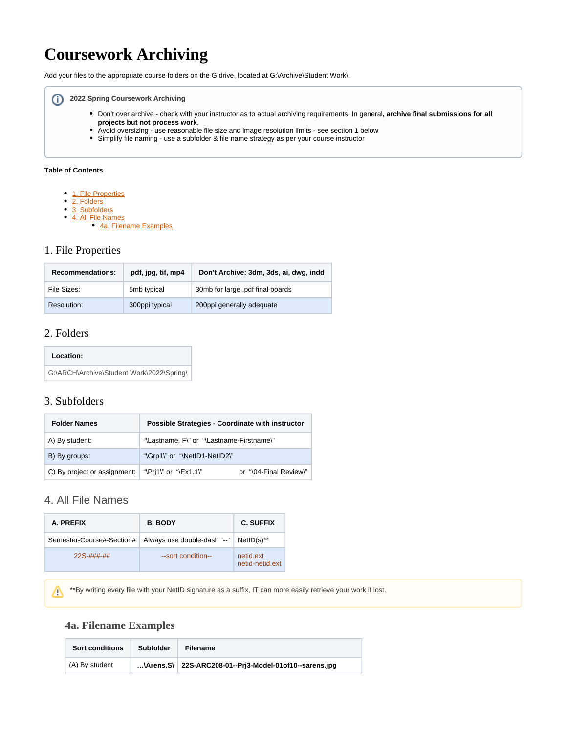# Coursework Archiving

Add your files to the appropriate course folders on the G drive, located at G:\Archive\Student Work\.

> **2022 Spring Coursework Archiving**
>
> - Don't over archive - check with your instructor as to actual archiving requirements. In general**, archive final submissions for all projects but not process work**.
> - Avoid oversizing - use reasonable file size and image resolution limits - see section 1 below
> - Simplify file naming - use a subfolder & file name strategy as per your course instructor

**Table of Contents**

- 1. File Properties
- 2. Folders
- 3. Subfolders
- 4. All File Names
  - 4a. Filename Examples

## 1. File Properties

| Recommendations: | pdf, jpg, tif, mp4 | Don't Archive: 3dm, 3ds, ai, dwg, indd |
|---|---|---|
| File Sizes: | 5mb typical | 30mb for large .pdf final boards |
| Resolution: | 300ppi typical | 200ppi generally adequate |

## 2. Folders

| Location: |
|---|
| G:\ARCH\Archive\Student Work\2022\Spring\ |

## 3. Subfolders

| Folder Names | Possible Strategies - Coordinate with instructor |
|---|---|
| A) By student: | "\Lastname, F\" or "\Lastname-Firstname\" |
| B) By groups: | "\Grp1\" or "\NetID1-NetID2\" |
| C) By project or assignment: | "\Prj1\" or "\Ex1.1\" or "\04-Final Review\" |

## 4. All File Names

| A. PREFIX | B. BODY | C. SUFFIX |
|---|---|---|
| Semester-Course#-Section# | Always use double-dash "--" | NetID(s)** |
| 22S-###-## | --sort condition-- | netid.ext<br>netid-netid.ext |

> **By writing every file with your NetID signature as a suffix, IT can more easily retrieve your work if lost.

### 4a. Filename Examples

| Sort conditions | Subfolder | Filename |
|---|---|---|
| (A) By student | **…\Arens,S\** | **22S-ARC208-01--Prj3-Model-01of10--sarens.jpg** |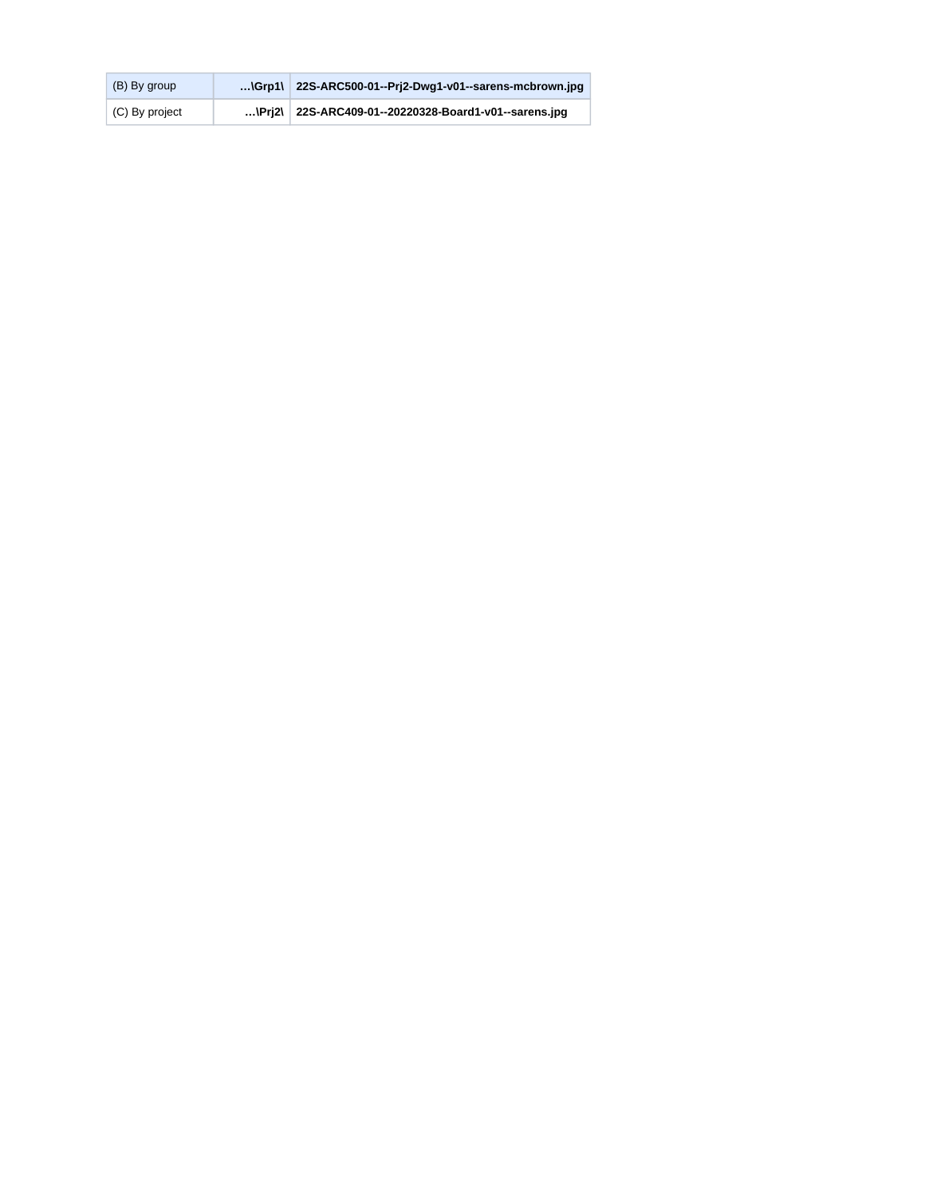| | | |
|---|---|---|
| (B) By group | **…\Grp1\** | **22S-ARC500-01--Prj2-Dwg1-v01--sarens-mcbrown.jpg** |
| (C) By project | **…\Prj2\** | **22S-ARC409-01--20220328-Board1-v01--sarens.jpg** |